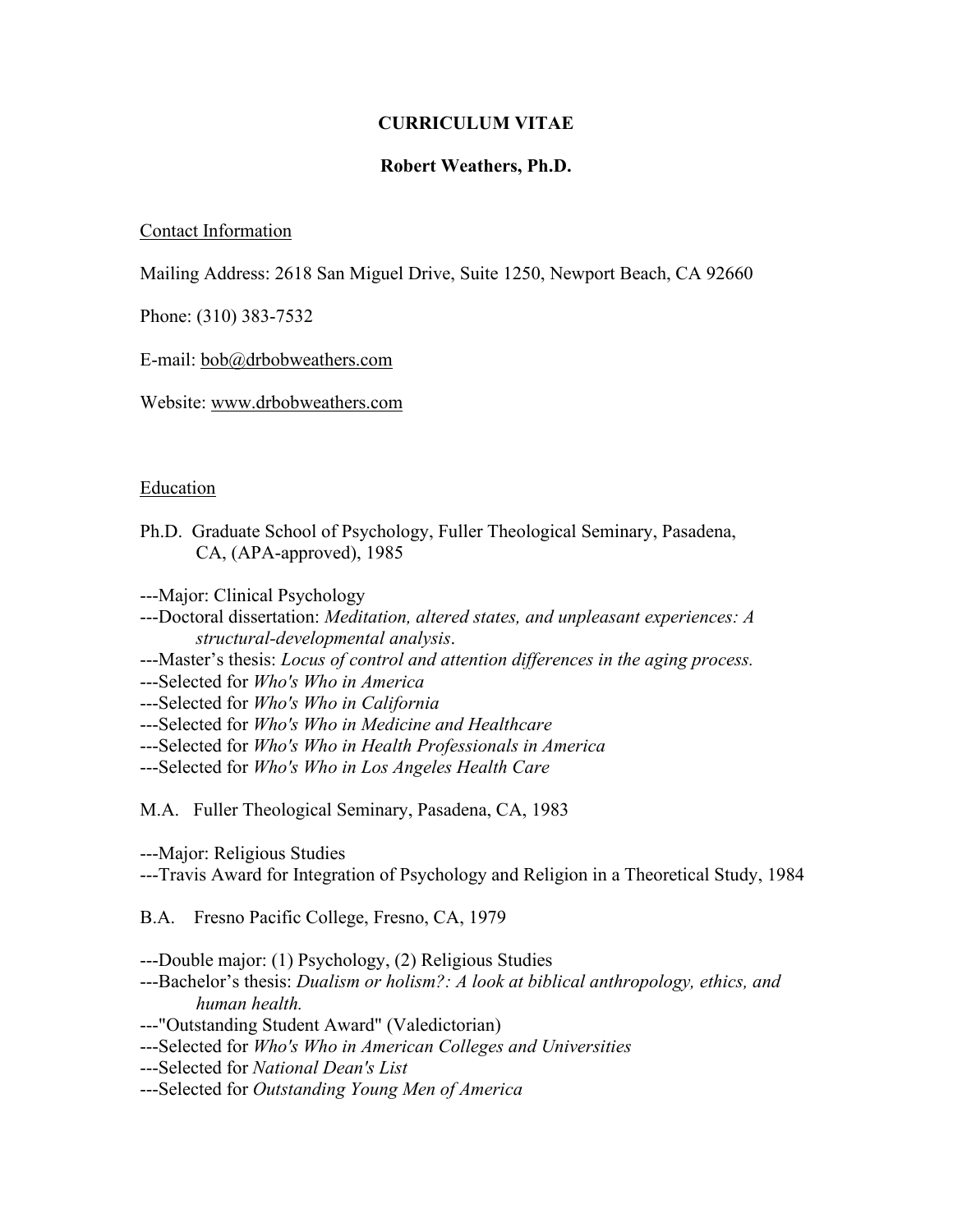# CURRICULUM VITAE

## Robert Weathers, Ph.D.

### Contact Information

Mailing Address: 2618 San Miguel Drive, Suite 1250, Newport Beach, CA 92660

Phone: (310) 383-7532

E-mail: bob@drbobweathers.com

Website: www.drbobweathers.com

### Education

Ph.D. Graduate School of Psychology, Fuller Theological Seminary, Pasadena, CA, (APA-approved), 1985

---Major: Clinical Psychology
---Doctoral dissertation: *Meditation, altered states, and unpleasant experiences: A structural-developmental analysis*.
---Master's thesis: *Locus of control and attention differences in the aging process.*
---Selected for *Who's Who in America*
---Selected for *Who's Who in California*
---Selected for *Who's Who in Medicine and Healthcare*
---Selected for *Who's Who in Health Professionals in America*
---Selected for *Who's Who in Los Angeles Health Care*

M.A. Fuller Theological Seminary, Pasadena, CA, 1983

---Major: Religious Studies
---Travis Award for Integration of Psychology and Religion in a Theoretical Study, 1984

B.A. Fresno Pacific College, Fresno, CA, 1979

---Double major: (1) Psychology, (2) Religious Studies
---Bachelor's thesis: *Dualism or holism?: A look at biblical anthropology, ethics, and human health.*
---"Outstanding Student Award" (Valedictorian)
---Selected for *Who's Who in American Colleges and Universities*
---Selected for *National Dean's List*
---Selected for *Outstanding Young Men of America*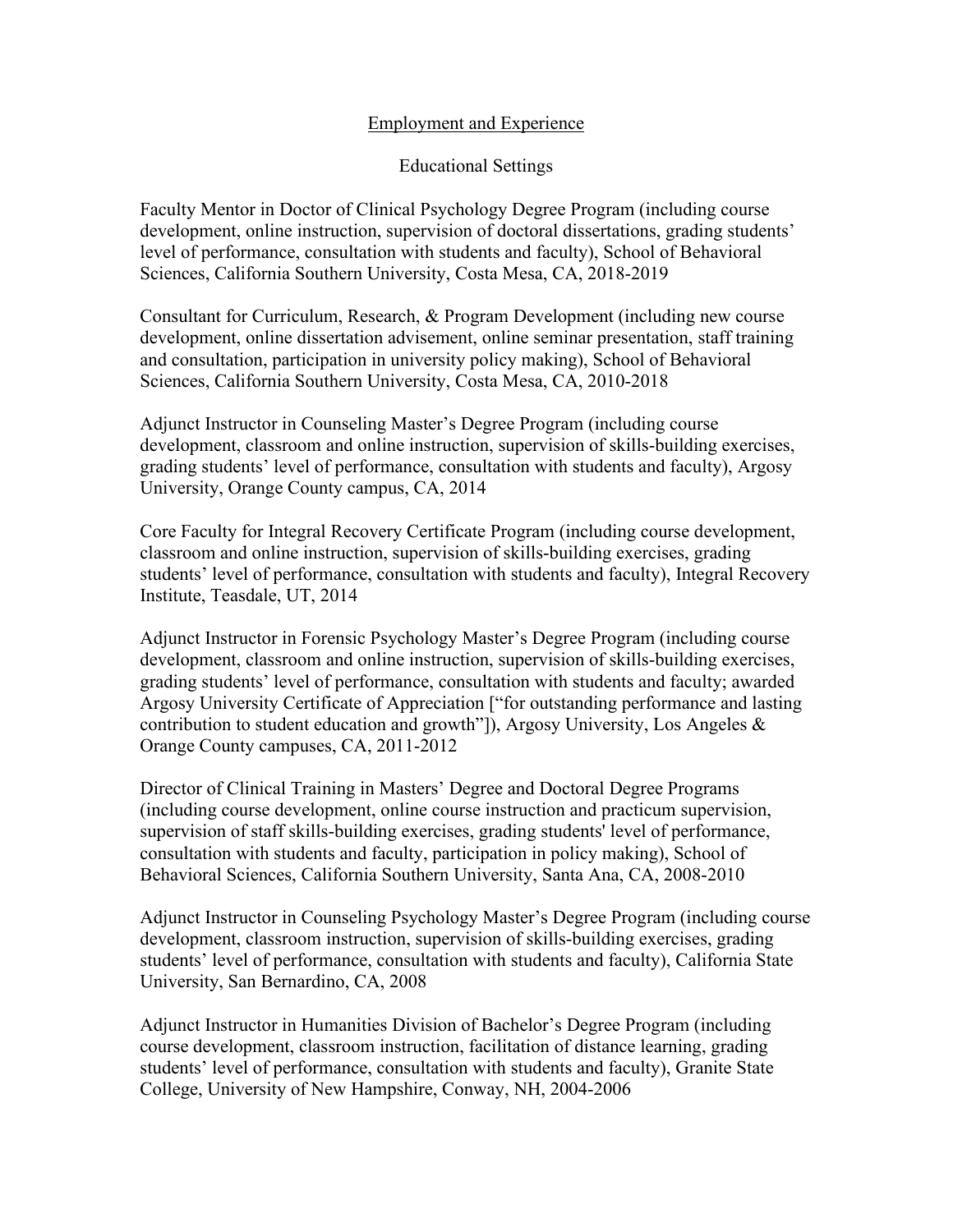## Employment and Experience

### Educational Settings

Faculty Mentor in Doctor of Clinical Psychology Degree Program (including course development, online instruction, supervision of doctoral dissertations, grading students' level of performance, consultation with students and faculty), School of Behavioral Sciences, California Southern University, Costa Mesa, CA, 2018-2019

Consultant for Curriculum, Research, & Program Development (including new course development, online dissertation advisement, online seminar presentation, staff training and consultation, participation in university policy making), School of Behavioral Sciences, California Southern University, Costa Mesa, CA, 2010-2018

Adjunct Instructor in Counseling Master's Degree Program (including course development, classroom and online instruction, supervision of skills-building exercises, grading students' level of performance, consultation with students and faculty), Argosy University, Orange County campus, CA, 2014

Core Faculty for Integral Recovery Certificate Program (including course development, classroom and online instruction, supervision of skills-building exercises, grading students' level of performance, consultation with students and faculty), Integral Recovery Institute, Teasdale, UT, 2014

Adjunct Instructor in Forensic Psychology Master's Degree Program (including course development, classroom and online instruction, supervision of skills-building exercises, grading students' level of performance, consultation with students and faculty; awarded Argosy University Certificate of Appreciation ["for outstanding performance and lasting contribution to student education and growth"]), Argosy University, Los Angeles & Orange County campuses, CA, 2011-2012

Director of Clinical Training in Masters' Degree and Doctoral Degree Programs (including course development, online course instruction and practicum supervision, supervision of staff skills-building exercises, grading students' level of performance, consultation with students and faculty, participation in policy making), School of Behavioral Sciences, California Southern University, Santa Ana, CA, 2008-2010

Adjunct Instructor in Counseling Psychology Master's Degree Program (including course development, classroom instruction, supervision of skills-building exercises, grading students' level of performance, consultation with students and faculty), California State University, San Bernardino, CA, 2008

Adjunct Instructor in Humanities Division of Bachelor's Degree Program (including course development, classroom instruction, facilitation of distance learning, grading students' level of performance, consultation with students and faculty), Granite State College, University of New Hampshire, Conway, NH, 2004-2006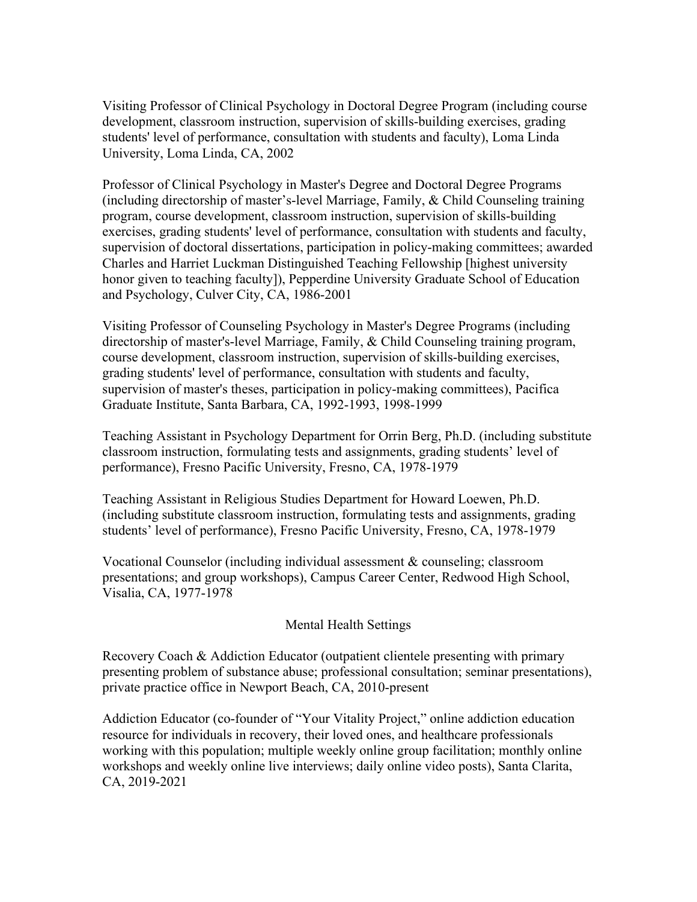Visiting Professor of Clinical Psychology in Doctoral Degree Program (including course development, classroom instruction, supervision of skills-building exercises, grading students' level of performance, consultation with students and faculty), Loma Linda University, Loma Linda, CA, 2002

Professor of Clinical Psychology in Master's Degree and Doctoral Degree Programs (including directorship of master's-level Marriage, Family, & Child Counseling training program, course development, classroom instruction, supervision of skills-building exercises, grading students' level of performance, consultation with students and faculty, supervision of doctoral dissertations, participation in policy-making committees; awarded Charles and Harriet Luckman Distinguished Teaching Fellowship [highest university honor given to teaching faculty]), Pepperdine University Graduate School of Education and Psychology, Culver City, CA, 1986-2001

Visiting Professor of Counseling Psychology in Master's Degree Programs (including directorship of master's-level Marriage, Family, & Child Counseling training program, course development, classroom instruction, supervision of skills-building exercises, grading students' level of performance, consultation with students and faculty, supervision of master's theses, participation in policy-making committees), Pacifica Graduate Institute, Santa Barbara, CA, 1992-1993, 1998-1999

Teaching Assistant in Psychology Department for Orrin Berg, Ph.D. (including substitute classroom instruction, formulating tests and assignments, grading students' level of performance), Fresno Pacific University, Fresno, CA, 1978-1979

Teaching Assistant in Religious Studies Department for Howard Loewen, Ph.D. (including substitute classroom instruction, formulating tests and assignments, grading students' level of performance), Fresno Pacific University, Fresno, CA, 1978-1979

Vocational Counselor (including individual assessment & counseling; classroom presentations; and group workshops), Campus Career Center, Redwood High School, Visalia, CA, 1977-1978

## Mental Health Settings

Recovery Coach & Addiction Educator (outpatient clientele presenting with primary presenting problem of substance abuse; professional consultation; seminar presentations), private practice office in Newport Beach, CA, 2010-present

Addiction Educator (co-founder of "Your Vitality Project," online addiction education resource for individuals in recovery, their loved ones, and healthcare professionals working with this population; multiple weekly online group facilitation; monthly online workshops and weekly online live interviews; daily online video posts), Santa Clarita, CA, 2019-2021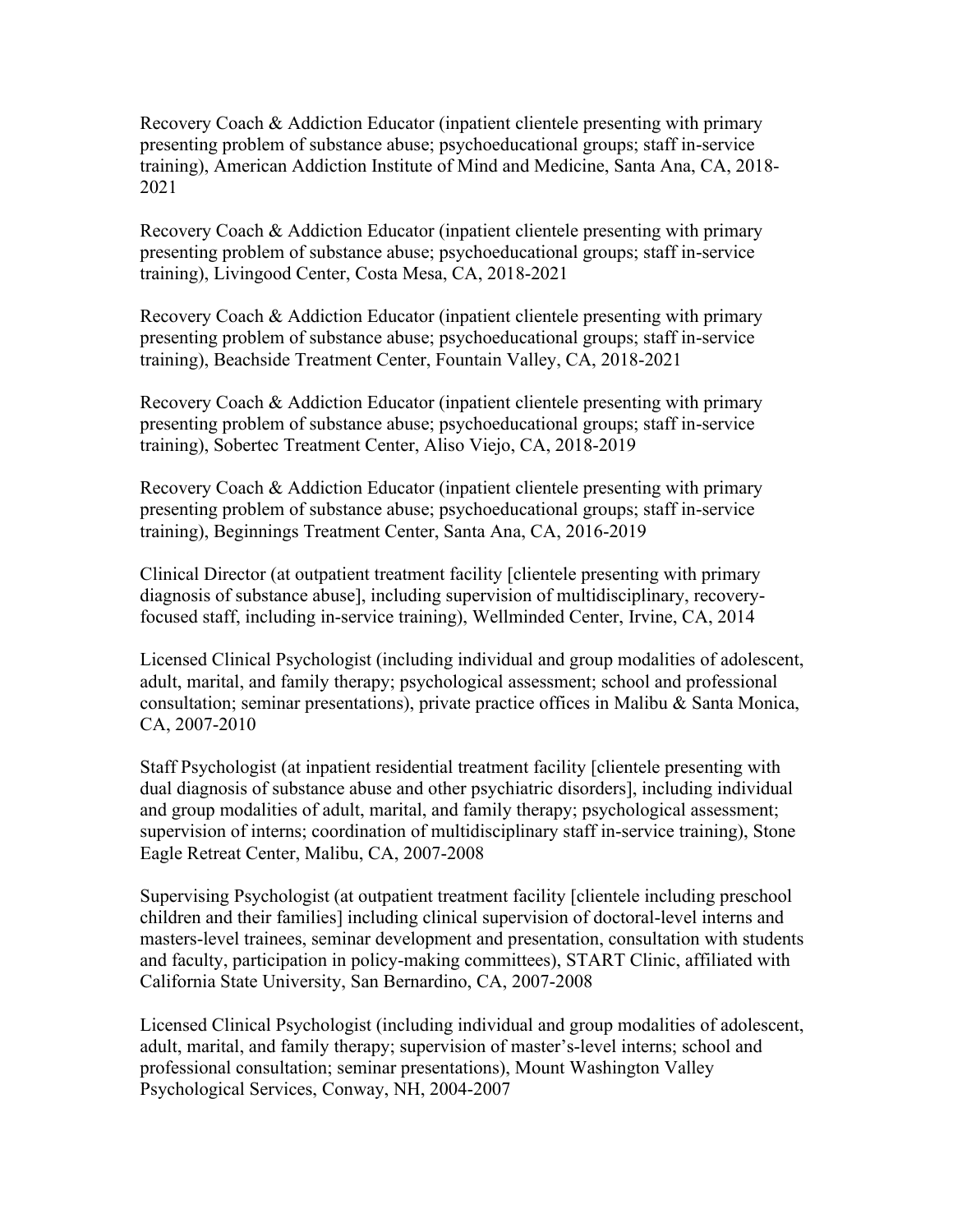Recovery Coach & Addiction Educator (inpatient clientele presenting with primary presenting problem of substance abuse; psychoeducational groups; staff in-service training), American Addiction Institute of Mind and Medicine, Santa Ana, CA, 2018-2021

Recovery Coach & Addiction Educator (inpatient clientele presenting with primary presenting problem of substance abuse; psychoeducational groups; staff in-service training), Livingood Center, Costa Mesa, CA, 2018-2021

Recovery Coach & Addiction Educator (inpatient clientele presenting with primary presenting problem of substance abuse; psychoeducational groups; staff in-service training), Beachside Treatment Center, Fountain Valley, CA, 2018-2021

Recovery Coach & Addiction Educator (inpatient clientele presenting with primary presenting problem of substance abuse; psychoeducational groups; staff in-service training), Sobertec Treatment Center, Aliso Viejo, CA, 2018-2019

Recovery Coach & Addiction Educator (inpatient clientele presenting with primary presenting problem of substance abuse; psychoeducational groups; staff in-service training), Beginnings Treatment Center, Santa Ana, CA, 2016-2019

Clinical Director (at outpatient treatment facility [clientele presenting with primary diagnosis of substance abuse], including supervision of multidisciplinary, recovery-focused staff, including in-service training), Wellminded Center, Irvine, CA, 2014

Licensed Clinical Psychologist (including individual and group modalities of adolescent, adult, marital, and family therapy; psychological assessment; school and professional consultation; seminar presentations), private practice offices in Malibu & Santa Monica, CA, 2007-2010

Staff Psychologist (at inpatient residential treatment facility [clientele presenting with dual diagnosis of substance abuse and other psychiatric disorders], including individual and group modalities of adult, marital, and family therapy; psychological assessment; supervision of interns; coordination of multidisciplinary staff in-service training), Stone Eagle Retreat Center, Malibu, CA, 2007-2008

Supervising Psychologist (at outpatient treatment facility [clientele including preschool children and their families] including clinical supervision of doctoral-level interns and masters-level trainees, seminar development and presentation, consultation with students and faculty, participation in policy-making committees), START Clinic, affiliated with California State University, San Bernardino, CA, 2007-2008

Licensed Clinical Psychologist (including individual and group modalities of adolescent, adult, marital, and family therapy; supervision of master's-level interns; school and professional consultation; seminar presentations), Mount Washington Valley Psychological Services, Conway, NH, 2004-2007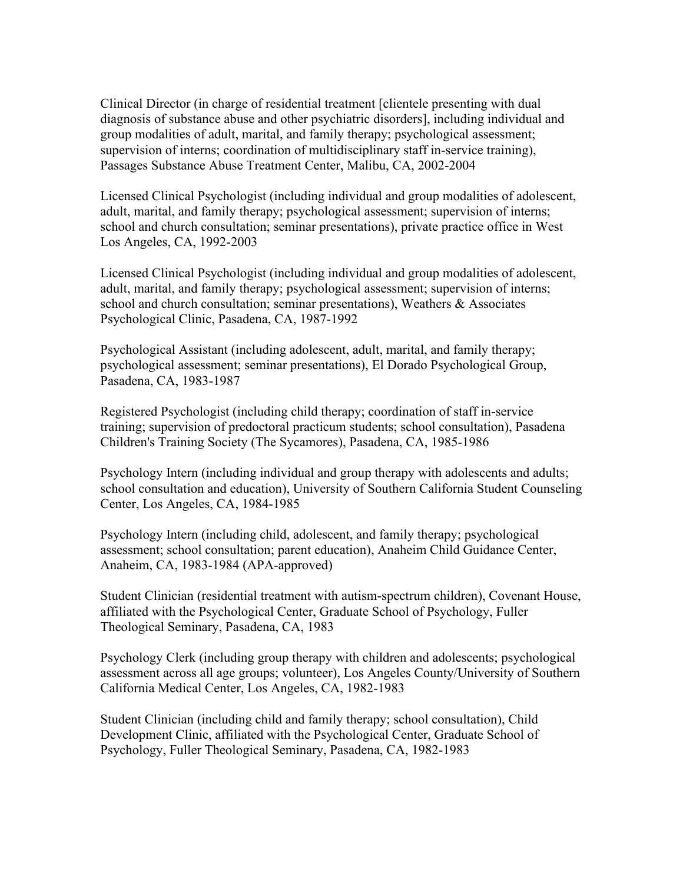Clinical Director (in charge of residential treatment [clientele presenting with dual diagnosis of substance abuse and other psychiatric disorders], including individual and group modalities of adult, marital, and family therapy; psychological assessment; supervision of interns; coordination of multidisciplinary staff in-service training), Passages Substance Abuse Treatment Center, Malibu, CA, 2002-2004

Licensed Clinical Psychologist (including individual and group modalities of adolescent, adult, marital, and family therapy; psychological assessment; supervision of interns; school and church consultation; seminar presentations), private practice office in West Los Angeles, CA, 1992-2003

Licensed Clinical Psychologist (including individual and group modalities of adolescent, adult, marital, and family therapy; psychological assessment; supervision of interns; school and church consultation; seminar presentations), Weathers & Associates Psychological Clinic, Pasadena, CA, 1987-1992

Psychological Assistant (including adolescent, adult, marital, and family therapy; psychological assessment; seminar presentations), El Dorado Psychological Group, Pasadena, CA, 1983-1987

Registered Psychologist (including child therapy; coordination of staff in-service training; supervision of predoctoral practicum students; school consultation), Pasadena Children's Training Society (The Sycamores), Pasadena, CA, 1985-1986

Psychology Intern (including individual and group therapy with adolescents and adults; school consultation and education), University of Southern California Student Counseling Center, Los Angeles, CA, 1984-1985

Psychology Intern (including child, adolescent, and family therapy; psychological assessment; school consultation; parent education), Anaheim Child Guidance Center, Anaheim, CA, 1983-1984 (APA-approved)

Student Clinician (residential treatment with autism-spectrum children), Covenant House, affiliated with the Psychological Center, Graduate School of Psychology, Fuller Theological Seminary, Pasadena, CA, 1983

Psychology Clerk (including group therapy with children and adolescents; psychological assessment across all age groups; volunteer), Los Angeles County/University of Southern California Medical Center, Los Angeles, CA, 1982-1983

Student Clinician (including child and family therapy; school consultation), Child Development Clinic, affiliated with the Psychological Center, Graduate School of Psychology, Fuller Theological Seminary, Pasadena, CA, 1982-1983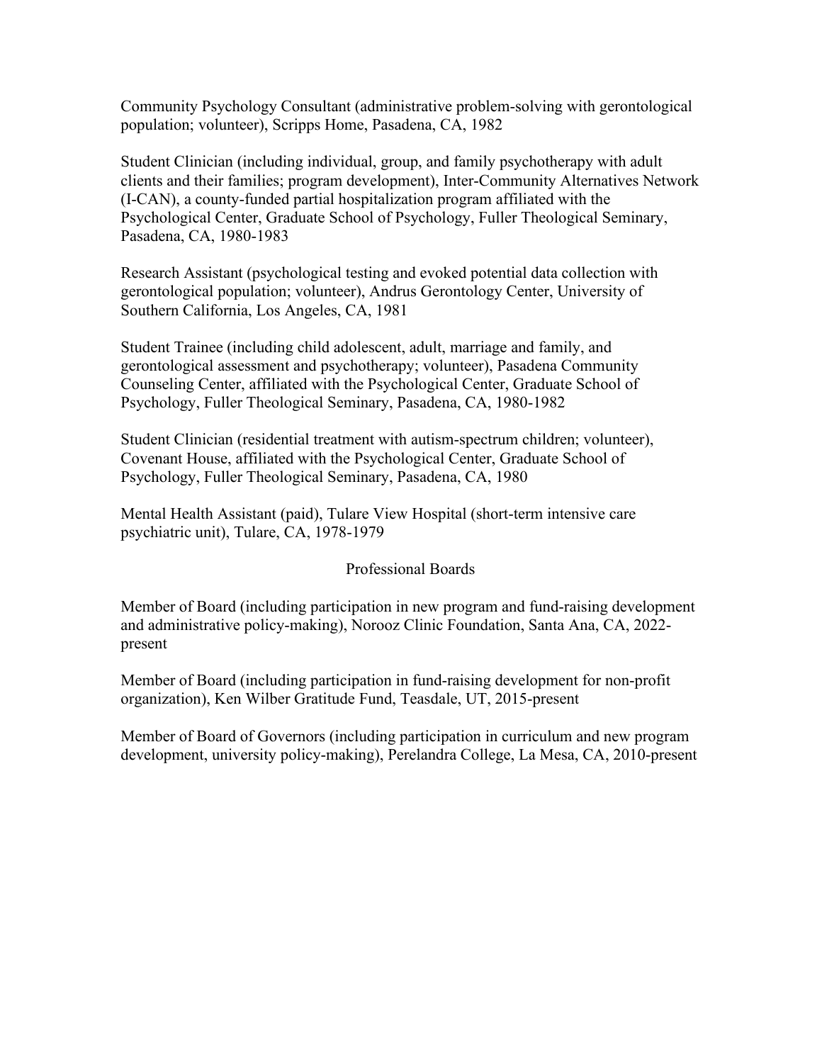Community Psychology Consultant (administrative problem-solving with gerontological population; volunteer), Scripps Home, Pasadena, CA, 1982

Student Clinician (including individual, group, and family psychotherapy with adult clients and their families; program development), Inter-Community Alternatives Network (I-CAN), a county-funded partial hospitalization program affiliated with the Psychological Center, Graduate School of Psychology, Fuller Theological Seminary, Pasadena, CA, 1980-1983

Research Assistant (psychological testing and evoked potential data collection with gerontological population; volunteer), Andrus Gerontology Center, University of Southern California, Los Angeles, CA, 1981

Student Trainee (including child adolescent, adult, marriage and family, and gerontological assessment and psychotherapy; volunteer), Pasadena Community Counseling Center, affiliated with the Psychological Center, Graduate School of Psychology, Fuller Theological Seminary, Pasadena, CA, 1980-1982

Student Clinician (residential treatment with autism-spectrum children; volunteer), Covenant House, affiliated with the Psychological Center, Graduate School of Psychology, Fuller Theological Seminary, Pasadena, CA, 1980

Mental Health Assistant (paid), Tulare View Hospital (short-term intensive care psychiatric unit), Tulare, CA, 1978-1979

## Professional Boards

Member of Board (including participation in new program and fund-raising development and administrative policy-making), Norooz Clinic Foundation, Santa Ana, CA, 2022-present

Member of Board (including participation in fund-raising development for non-profit organization), Ken Wilber Gratitude Fund, Teasdale, UT, 2015-present

Member of Board of Governors (including participation in curriculum and new program development, university policy-making), Perelandra College, La Mesa, CA, 2010-present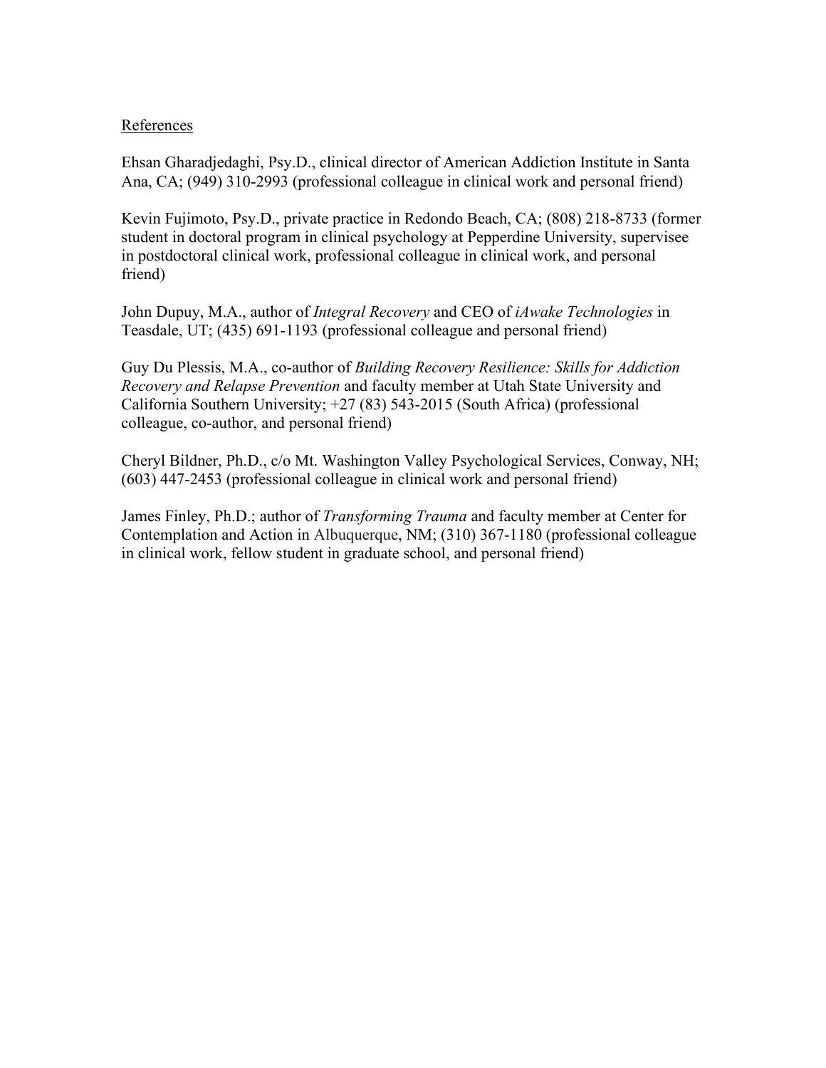<u>References</u>

Ehsan Gharadjedaghi, Psy.D., clinical director of American Addiction Institute in Santa Ana, CA; (949) 310-2993 (professional colleague in clinical work and personal friend)

Kevin Fujimoto, Psy.D., private practice in Redondo Beach, CA; (808) 218-8733 (former student in doctoral program in clinical psychology at Pepperdine University, supervisee in postdoctoral clinical work, professional colleague in clinical work, and personal friend)

John Dupuy, M.A., author of *Integral Recovery* and CEO of *iAwake Technologies* in Teasdale, UT; (435) 691-1193 (professional colleague and personal friend)

Guy Du Plessis, M.A., co-author of *Building Recovery Resilience: Skills for Addiction Recovery and Relapse Prevention* and faculty member at Utah State University and California Southern University; +27 (83) 543-2015 (South Africa) (professional colleague, co-author, and personal friend)

Cheryl Bildner, Ph.D., c/o Mt. Washington Valley Psychological Services, Conway, NH; (603) 447-2453 (professional colleague in clinical work and personal friend)

James Finley, Ph.D.; author of *Transforming Trauma* and faculty member at Center for Contemplation and Action in Albuquerque, NM; (310) 367-1180 (professional colleague in clinical work, fellow student in graduate school, and personal friend)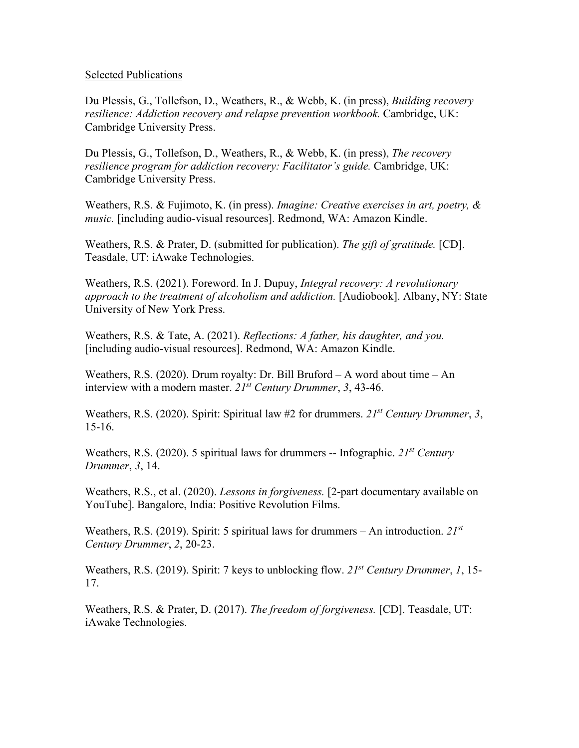Selected Publications

Du Plessis, G., Tollefson, D., Weathers, R., & Webb, K. (in press), *Building recovery resilience: Addiction recovery and relapse prevention workbook.* Cambridge, UK: Cambridge University Press.

Du Plessis, G., Tollefson, D., Weathers, R., & Webb, K. (in press), *The recovery resilience program for addiction recovery: Facilitator's guide.* Cambridge, UK: Cambridge University Press.

Weathers, R.S. & Fujimoto, K. (in press). *Imagine: Creative exercises in art, poetry, & music.* [including audio-visual resources]. Redmond, WA: Amazon Kindle.

Weathers, R.S. & Prater, D. (submitted for publication). *The gift of gratitude.* [CD]. Teasdale, UT: iAwake Technologies.

Weathers, R.S. (2021). Foreword. In J. Dupuy, *Integral recovery: A revolutionary approach to the treatment of alcoholism and addiction.* [Audiobook]. Albany, NY: State University of New York Press.

Weathers, R.S. & Tate, A. (2021). *Reflections: A father, his daughter, and you.* [including audio-visual resources]. Redmond, WA: Amazon Kindle.

Weathers, R.S. (2020). Drum royalty: Dr. Bill Bruford – A word about time – An interview with a modern master. *21st Century Drummer*, *3*, 43-46.

Weathers, R.S. (2020). Spirit: Spiritual law #2 for drummers. *21st Century Drummer*, *3*, 15-16.

Weathers, R.S. (2020). 5 spiritual laws for drummers -- Infographic. *21st Century Drummer*, *3*, 14.

Weathers, R.S., et al. (2020). *Lessons in forgiveness.* [2-part documentary available on YouTube]. Bangalore, India: Positive Revolution Films.

Weathers, R.S. (2019). Spirit: 5 spiritual laws for drummers – An introduction. *21st Century Drummer*, *2*, 20-23.

Weathers, R.S. (2019). Spirit: 7 keys to unblocking flow. *21st Century Drummer*, *1*, 15-17.

Weathers, R.S. & Prater, D. (2017). *The freedom of forgiveness.* [CD]. Teasdale, UT: iAwake Technologies.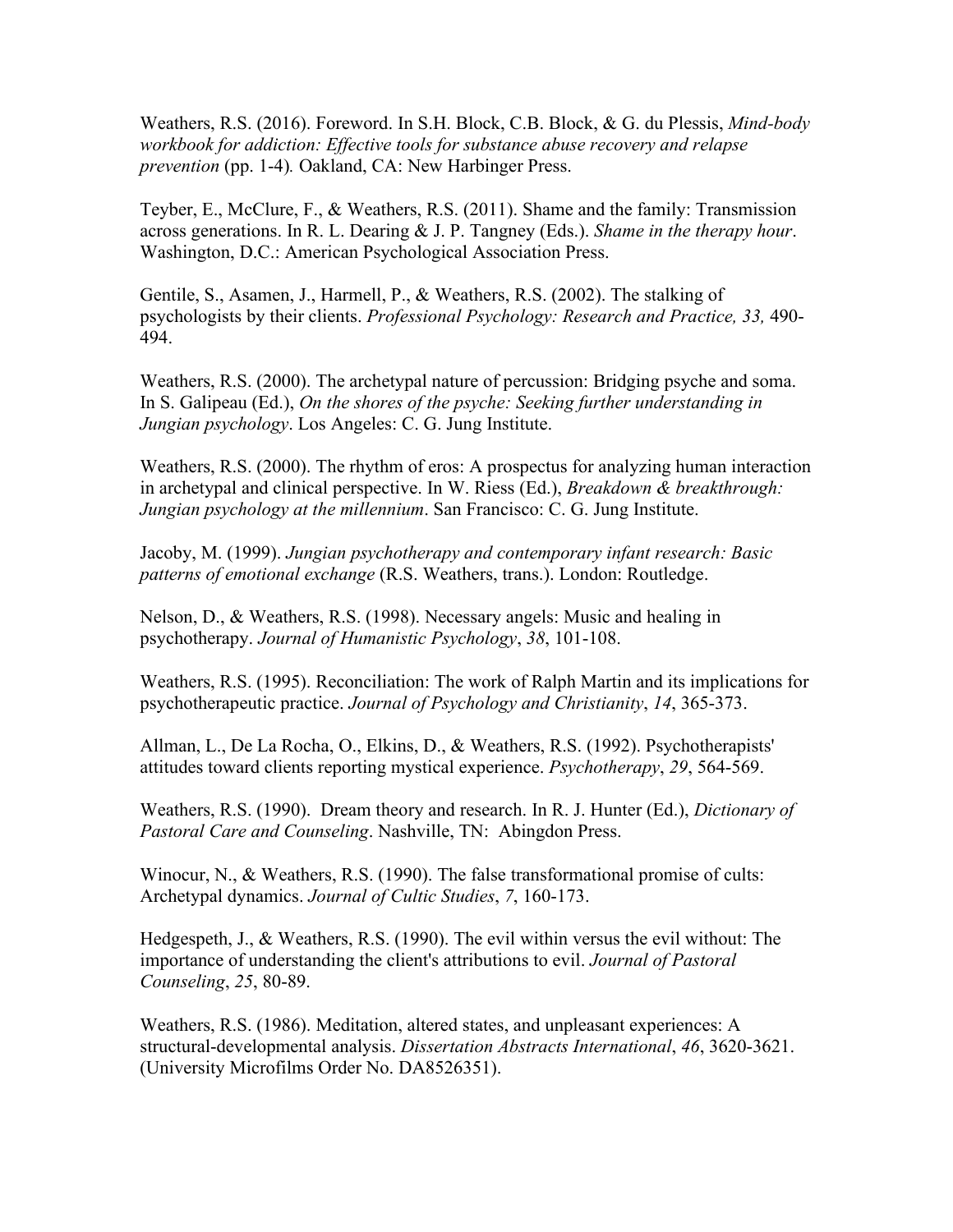Weathers, R.S. (2016). Foreword. In S.H. Block, C.B. Block, & G. du Plessis, *Mind-body workbook for addiction: Effective tools for substance abuse recovery and relapse prevention* (pp. 1-4)*.* Oakland, CA: New Harbinger Press.

Teyber, E., McClure, F., & Weathers, R.S. (2011). Shame and the family: Transmission across generations. In R. L. Dearing & J. P. Tangney (Eds.). *Shame in the therapy hour*. Washington, D.C.: American Psychological Association Press.

Gentile, S., Asamen, J., Harmell, P., & Weathers, R.S. (2002). The stalking of psychologists by their clients. *Professional Psychology: Research and Practice, 33,* 490-494.

Weathers, R.S. (2000). The archetypal nature of percussion: Bridging psyche and soma. In S. Galipeau (Ed.), *On the shores of the psyche: Seeking further understanding in Jungian psychology*. Los Angeles: C. G. Jung Institute.

Weathers, R.S. (2000). The rhythm of eros: A prospectus for analyzing human interaction in archetypal and clinical perspective. In W. Riess (Ed.), *Breakdown & breakthrough: Jungian psychology at the millennium*. San Francisco: C. G. Jung Institute.

Jacoby, M. (1999). *Jungian psychotherapy and contemporary infant research: Basic patterns of emotional exchange* (R.S. Weathers, trans.). London: Routledge.

Nelson, D., & Weathers, R.S. (1998). Necessary angels: Music and healing in psychotherapy. *Journal of Humanistic Psychology*, *38*, 101-108.

Weathers, R.S. (1995). Reconciliation: The work of Ralph Martin and its implications for psychotherapeutic practice. *Journal of Psychology and Christianity*, *14*, 365-373.

Allman, L., De La Rocha, O., Elkins, D., & Weathers, R.S. (1992). Psychotherapists' attitudes toward clients reporting mystical experience. *Psychotherapy*, *29*, 564-569.

Weathers, R.S. (1990). Dream theory and research. In R. J. Hunter (Ed.), *Dictionary of Pastoral Care and Counseling*. Nashville, TN: Abingdon Press.

Winocur, N., & Weathers, R.S. (1990). The false transformational promise of cults: Archetypal dynamics. *Journal of Cultic Studies*, *7*, 160-173.

Hedgespeth, J., & Weathers, R.S. (1990). The evil within versus the evil without: The importance of understanding the client's attributions to evil. *Journal of Pastoral Counseling*, *25*, 80-89.

Weathers, R.S. (1986). Meditation, altered states, and unpleasant experiences: A structural-developmental analysis. *Dissertation Abstracts International*, *46*, 3620-3621. (University Microfilms Order No. DA8526351).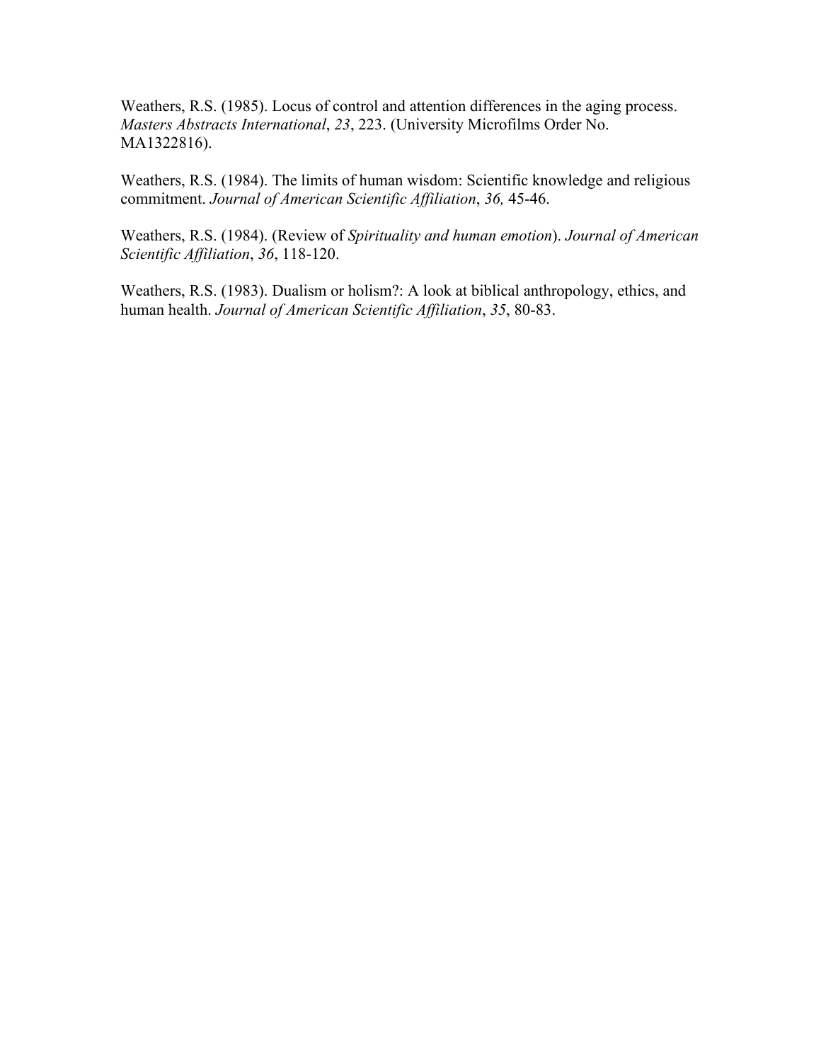Weathers, R.S. (1985). Locus of control and attention differences in the aging process. *Masters Abstracts International*, *23*, 223. (University Microfilms Order No. MA1322816).

Weathers, R.S. (1984). The limits of human wisdom: Scientific knowledge and religious commitment. *Journal of American Scientific Affiliation*, *36,* 45-46.

Weathers, R.S. (1984). (Review of *Spirituality and human emotion*). *Journal of American Scientific Affiliation*, *36*, 118-120.

Weathers, R.S. (1983). Dualism or holism?: A look at biblical anthropology, ethics, and human health. *Journal of American Scientific Affiliation*, *35*, 80-83.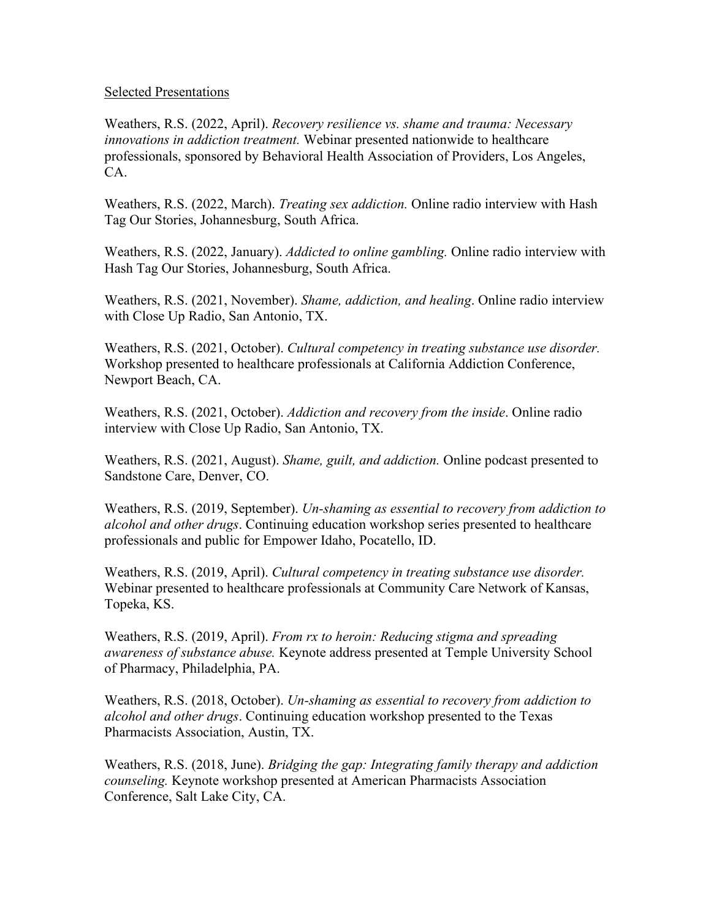Selected Presentations

Weathers, R.S. (2022, April). *Recovery resilience vs. shame and trauma: Necessary innovations in addiction treatment.* Webinar presented nationwide to healthcare professionals, sponsored by Behavioral Health Association of Providers, Los Angeles, CA.

Weathers, R.S. (2022, March). *Treating sex addiction.* Online radio interview with Hash Tag Our Stories, Johannesburg, South Africa.

Weathers, R.S. (2022, January). *Addicted to online gambling.* Online radio interview with Hash Tag Our Stories, Johannesburg, South Africa.

Weathers, R.S. (2021, November). *Shame, addiction, and healing*. Online radio interview with Close Up Radio, San Antonio, TX.

Weathers, R.S. (2021, October). *Cultural competency in treating substance use disorder.* Workshop presented to healthcare professionals at California Addiction Conference, Newport Beach, CA.

Weathers, R.S. (2021, October). *Addiction and recovery from the inside*. Online radio interview with Close Up Radio, San Antonio, TX.

Weathers, R.S. (2021, August). *Shame, guilt, and addiction.* Online podcast presented to Sandstone Care, Denver, CO.

Weathers, R.S. (2019, September). *Un-shaming as essential to recovery from addiction to alcohol and other drugs*. Continuing education workshop series presented to healthcare professionals and public for Empower Idaho, Pocatello, ID.

Weathers, R.S. (2019, April). *Cultural competency in treating substance use disorder.* Webinar presented to healthcare professionals at Community Care Network of Kansas, Topeka, KS.

Weathers, R.S. (2019, April). *From rx to heroin: Reducing stigma and spreading awareness of substance abuse.* Keynote address presented at Temple University School of Pharmacy, Philadelphia, PA.

Weathers, R.S. (2018, October). *Un-shaming as essential to recovery from addiction to alcohol and other drugs*. Continuing education workshop presented to the Texas Pharmacists Association, Austin, TX.

Weathers, R.S. (2018, June). *Bridging the gap: Integrating family therapy and addiction counseling.* Keynote workshop presented at American Pharmacists Association Conference, Salt Lake City, CA.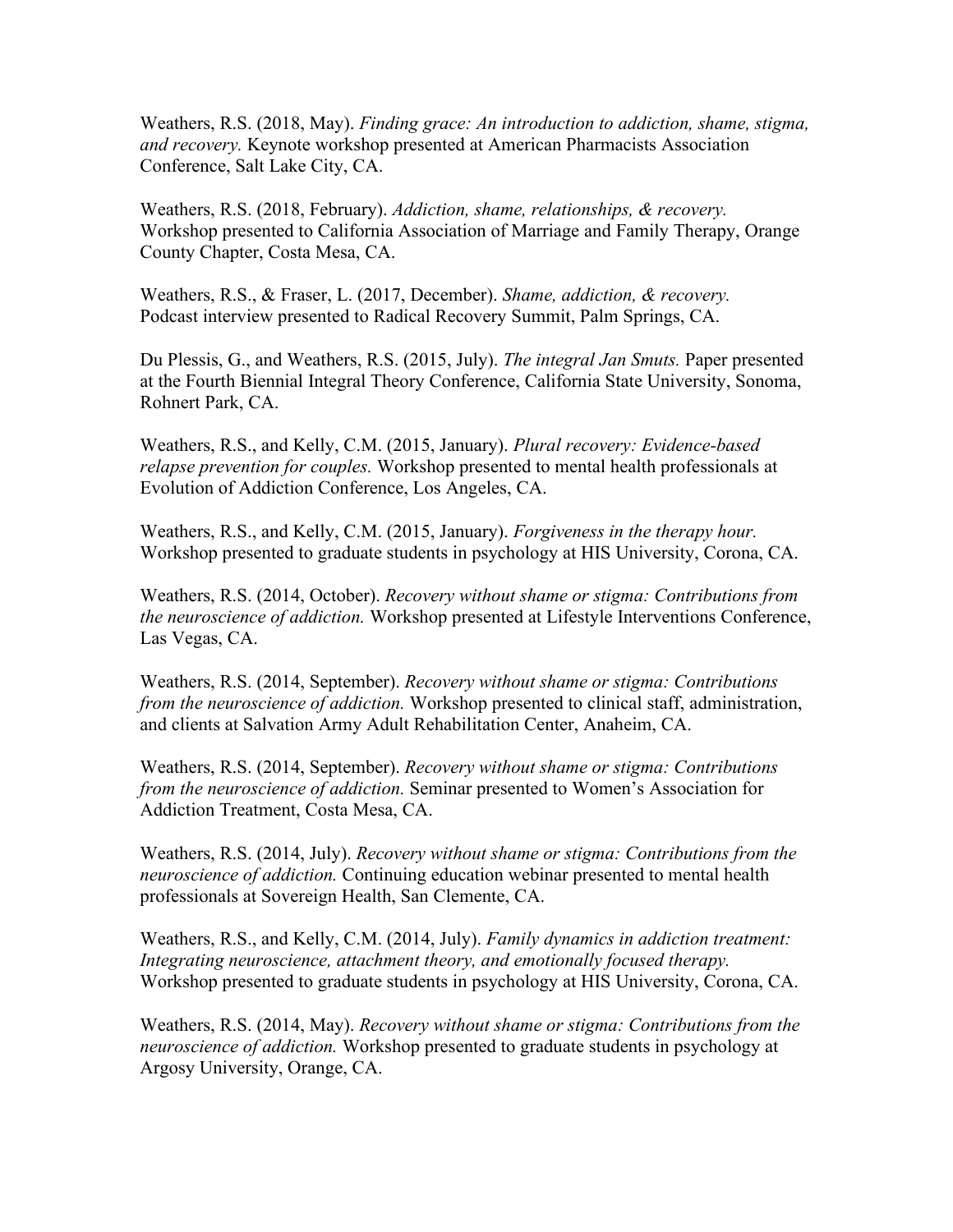Weathers, R.S. (2018, May). *Finding grace: An introduction to addiction, shame, stigma, and recovery.* Keynote workshop presented at American Pharmacists Association Conference, Salt Lake City, CA.

Weathers, R.S. (2018, February). *Addiction, shame, relationships, & recovery.* Workshop presented to California Association of Marriage and Family Therapy, Orange County Chapter, Costa Mesa, CA.

Weathers, R.S., & Fraser, L. (2017, December). *Shame, addiction, & recovery.* Podcast interview presented to Radical Recovery Summit, Palm Springs, CA.

Du Plessis, G., and Weathers, R.S. (2015, July). *The integral Jan Smuts.* Paper presented at the Fourth Biennial Integral Theory Conference, California State University, Sonoma, Rohnert Park, CA.

Weathers, R.S., and Kelly, C.M. (2015, January). *Plural recovery: Evidence-based relapse prevention for couples.* Workshop presented to mental health professionals at Evolution of Addiction Conference, Los Angeles, CA.

Weathers, R.S., and Kelly, C.M. (2015, January). *Forgiveness in the therapy hour.* Workshop presented to graduate students in psychology at HIS University, Corona, CA.

Weathers, R.S. (2014, October). *Recovery without shame or stigma: Contributions from the neuroscience of addiction.* Workshop presented at Lifestyle Interventions Conference, Las Vegas, CA.

Weathers, R.S. (2014, September). *Recovery without shame or stigma: Contributions from the neuroscience of addiction.* Workshop presented to clinical staff, administration, and clients at Salvation Army Adult Rehabilitation Center, Anaheim, CA.

Weathers, R.S. (2014, September). *Recovery without shame or stigma: Contributions from the neuroscience of addiction.* Seminar presented to Women's Association for Addiction Treatment, Costa Mesa, CA.

Weathers, R.S. (2014, July). *Recovery without shame or stigma: Contributions from the neuroscience of addiction.* Continuing education webinar presented to mental health professionals at Sovereign Health, San Clemente, CA.

Weathers, R.S., and Kelly, C.M. (2014, July). *Family dynamics in addiction treatment: Integrating neuroscience, attachment theory, and emotionally focused therapy.* Workshop presented to graduate students in psychology at HIS University, Corona, CA.

Weathers, R.S. (2014, May). *Recovery without shame or stigma: Contributions from the neuroscience of addiction.* Workshop presented to graduate students in psychology at Argosy University, Orange, CA.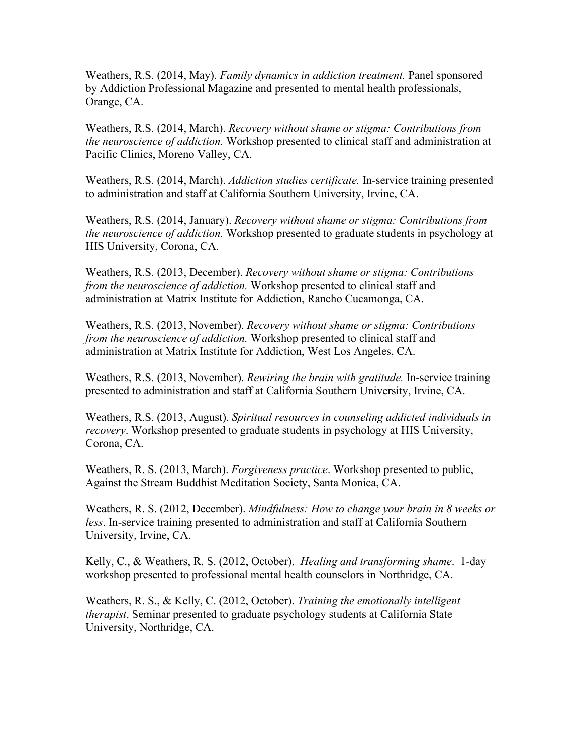Weathers, R.S. (2014, May). *Family dynamics in addiction treatment.* Panel sponsored by Addiction Professional Magazine and presented to mental health professionals, Orange, CA.

Weathers, R.S. (2014, March). *Recovery without shame or stigma: Contributions from the neuroscience of addiction.* Workshop presented to clinical staff and administration at Pacific Clinics, Moreno Valley, CA.

Weathers, R.S. (2014, March). *Addiction studies certificate.* In-service training presented to administration and staff at California Southern University, Irvine, CA.

Weathers, R.S. (2014, January). *Recovery without shame or stigma: Contributions from the neuroscience of addiction.* Workshop presented to graduate students in psychology at HIS University, Corona, CA.

Weathers, R.S. (2013, December). *Recovery without shame or stigma: Contributions from the neuroscience of addiction.* Workshop presented to clinical staff and administration at Matrix Institute for Addiction, Rancho Cucamonga, CA.

Weathers, R.S. (2013, November). *Recovery without shame or stigma: Contributions from the neuroscience of addiction.* Workshop presented to clinical staff and administration at Matrix Institute for Addiction, West Los Angeles, CA.

Weathers, R.S. (2013, November). *Rewiring the brain with gratitude.* In-service training presented to administration and staff at California Southern University, Irvine, CA.

Weathers, R.S. (2013, August). *Spiritual resources in counseling addicted individuals in recovery*. Workshop presented to graduate students in psychology at HIS University, Corona, CA.

Weathers, R. S. (2013, March). *Forgiveness practice*. Workshop presented to public, Against the Stream Buddhist Meditation Society, Santa Monica, CA.

Weathers, R. S. (2012, December). *Mindfulness: How to change your brain in 8 weeks or less*. In-service training presented to administration and staff at California Southern University, Irvine, CA.

Kelly, C., & Weathers, R. S. (2012, October). *Healing and transforming shame*. 1-day workshop presented to professional mental health counselors in Northridge, CA.

Weathers, R. S., & Kelly, C. (2012, October). *Training the emotionally intelligent therapist*. Seminar presented to graduate psychology students at California State University, Northridge, CA.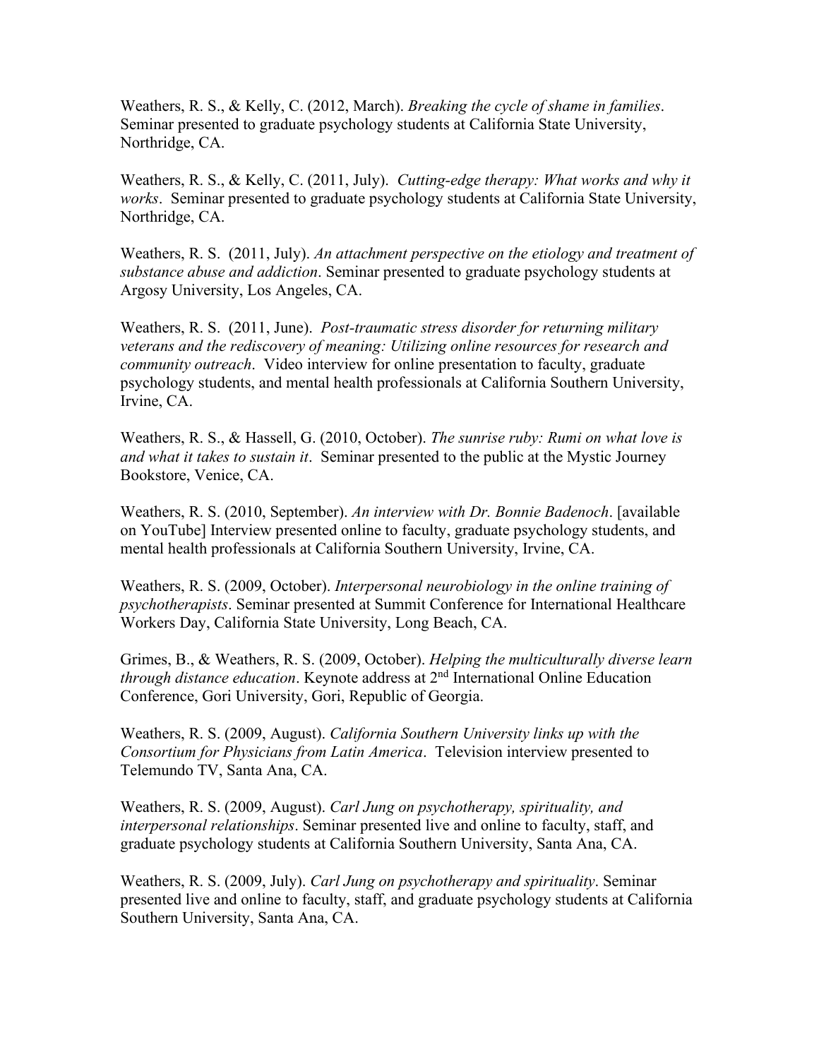Weathers, R. S., & Kelly, C. (2012, March). *Breaking the cycle of shame in families*. Seminar presented to graduate psychology students at California State University, Northridge, CA.

Weathers, R. S., & Kelly, C. (2011, July). *Cutting-edge therapy: What works and why it works*. Seminar presented to graduate psychology students at California State University, Northridge, CA.

Weathers, R. S. (2011, July). *An attachment perspective on the etiology and treatment of substance abuse and addiction*. Seminar presented to graduate psychology students at Argosy University, Los Angeles, CA.

Weathers, R. S. (2011, June). *Post-traumatic stress disorder for returning military veterans and the rediscovery of meaning: Utilizing online resources for research and community outreach*. Video interview for online presentation to faculty, graduate psychology students, and mental health professionals at California Southern University, Irvine, CA.

Weathers, R. S., & Hassell, G. (2010, October). *The sunrise ruby: Rumi on what love is and what it takes to sustain it*. Seminar presented to the public at the Mystic Journey Bookstore, Venice, CA.

Weathers, R. S. (2010, September). *An interview with Dr. Bonnie Badenoch*. [available on YouTube] Interview presented online to faculty, graduate psychology students, and mental health professionals at California Southern University, Irvine, CA.

Weathers, R. S. (2009, October). *Interpersonal neurobiology in the online training of psychotherapists*. Seminar presented at Summit Conference for International Healthcare Workers Day, California State University, Long Beach, CA.

Grimes, B., & Weathers, R. S. (2009, October). *Helping the multiculturally diverse learn through distance education*. Keynote address at 2nd International Online Education Conference, Gori University, Gori, Republic of Georgia.

Weathers, R. S. (2009, August). *California Southern University links up with the Consortium for Physicians from Latin America*. Television interview presented to Telemundo TV, Santa Ana, CA.

Weathers, R. S. (2009, August). *Carl Jung on psychotherapy, spirituality, and interpersonal relationships*. Seminar presented live and online to faculty, staff, and graduate psychology students at California Southern University, Santa Ana, CA.

Weathers, R. S. (2009, July). *Carl Jung on psychotherapy and spirituality*. Seminar presented live and online to faculty, staff, and graduate psychology students at California Southern University, Santa Ana, CA.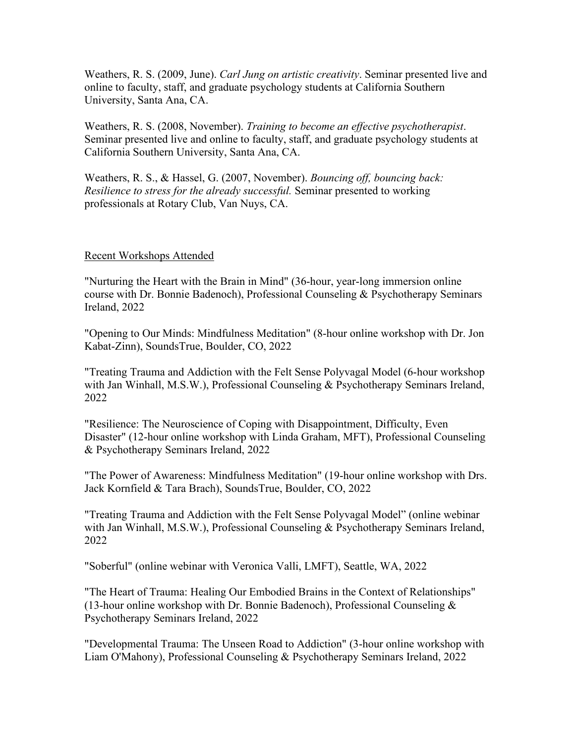Weathers, R. S. (2009, June). *Carl Jung on artistic creativity*. Seminar presented live and online to faculty, staff, and graduate psychology students at California Southern University, Santa Ana, CA.

Weathers, R. S. (2008, November). *Training to become an effective psychotherapist*. Seminar presented live and online to faculty, staff, and graduate psychology students at California Southern University, Santa Ana, CA.

Weathers, R. S., & Hassel, G. (2007, November). *Bouncing off, bouncing back: Resilience to stress for the already successful.* Seminar presented to working professionals at Rotary Club, Van Nuys, CA.

<u>Recent Workshops Attended</u>

"Nurturing the Heart with the Brain in Mind" (36-hour, year-long immersion online course with Dr. Bonnie Badenoch), Professional Counseling & Psychotherapy Seminars Ireland, 2022

"Opening to Our Minds: Mindfulness Meditation" (8-hour online workshop with Dr. Jon Kabat-Zinn), SoundsTrue, Boulder, CO, 2022

"Treating Trauma and Addiction with the Felt Sense Polyvagal Model (6-hour workshop with Jan Winhall, M.S.W.), Professional Counseling & Psychotherapy Seminars Ireland, 2022

"Resilience: The Neuroscience of Coping with Disappointment, Difficulty, Even Disaster" (12-hour online workshop with Linda Graham, MFT), Professional Counseling & Psychotherapy Seminars Ireland, 2022

"The Power of Awareness: Mindfulness Meditation" (19-hour online workshop with Drs. Jack Kornfield & Tara Brach), SoundsTrue, Boulder, CO, 2022

"Treating Trauma and Addiction with the Felt Sense Polyvagal Model" (online webinar with Jan Winhall, M.S.W.), Professional Counseling & Psychotherapy Seminars Ireland, 2022

"Soberful" (online webinar with Veronica Valli, LMFT), Seattle, WA, 2022

"The Heart of Trauma: Healing Our Embodied Brains in the Context of Relationships" (13-hour online workshop with Dr. Bonnie Badenoch), Professional Counseling & Psychotherapy Seminars Ireland, 2022

"Developmental Trauma: The Unseen Road to Addiction" (3-hour online workshop with Liam O'Mahony), Professional Counseling & Psychotherapy Seminars Ireland, 2022